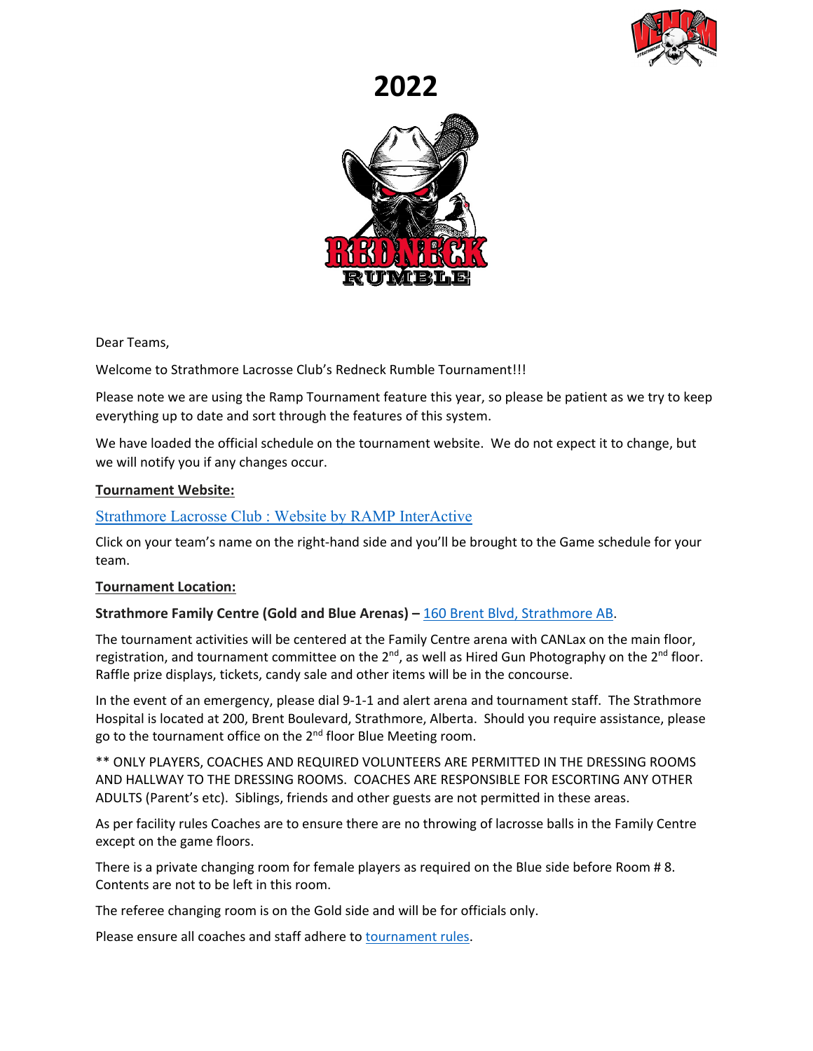# 2022

Dear Teams,

Welcome to Strathmore Lacrosse Club's Redneck Rumble Tournament!!!

Please note we are using the Ramp Tournament feature this year, so please be patient as we try to keep everything up to date and sort through the features of this system.

We have loaded the official schedule on the tournament website. We do not expect it to change, but we will notify you if any changes occur.

**Tournament Website:**

Strathmore Lacrosse Club : Website by RAMP InterActive

Click on your team's name on the right-hand side and you'll be brought to the Game schedule for your team.

**Tournament Location:**

**Strathmore Family Centre (Gold and Blue Arenas) –** 160 Brent Blvd, Strathmore AB.

The tournament activities will be centered at the Family Centre arena with CANLax on the main floor, registration, and tournament committee on the 2nd, as well as Hired Gun Photography on the 2nd floor. Raffle prize displays, tickets, candy sale and other items will be in the concourse.

In the event of an emergency, please dial 9-1-1 and alert arena and tournament staff. The Strathmore Hospital is located at 200, Brent Boulevard, Strathmore, Alberta. Should you require assistance, please go to the tournament office on the 2nd floor Blue Meeting room.

** ONLY PLAYERS, COACHES AND REQUIRED VOLUNTEERS ARE PERMITTED IN THE DRESSING ROOMS AND HALLWAY TO THE DRESSING ROOMS. COACHES ARE RESPONSIBLE FOR ESCORTING ANY OTHER ADULTS (Parent's etc). Siblings, friends and other guests are not permitted in these areas.

As per facility rules Coaches are to ensure there are no throwing of lacrosse balls in the Family Centre except on the game floors.

There is a private changing room for female players as required on the Blue side before Room # 8. Contents are not to be left in this room.

The referee changing room is on the Gold side and will be for officials only.

Please ensure all coaches and staff adhere to tournament rules.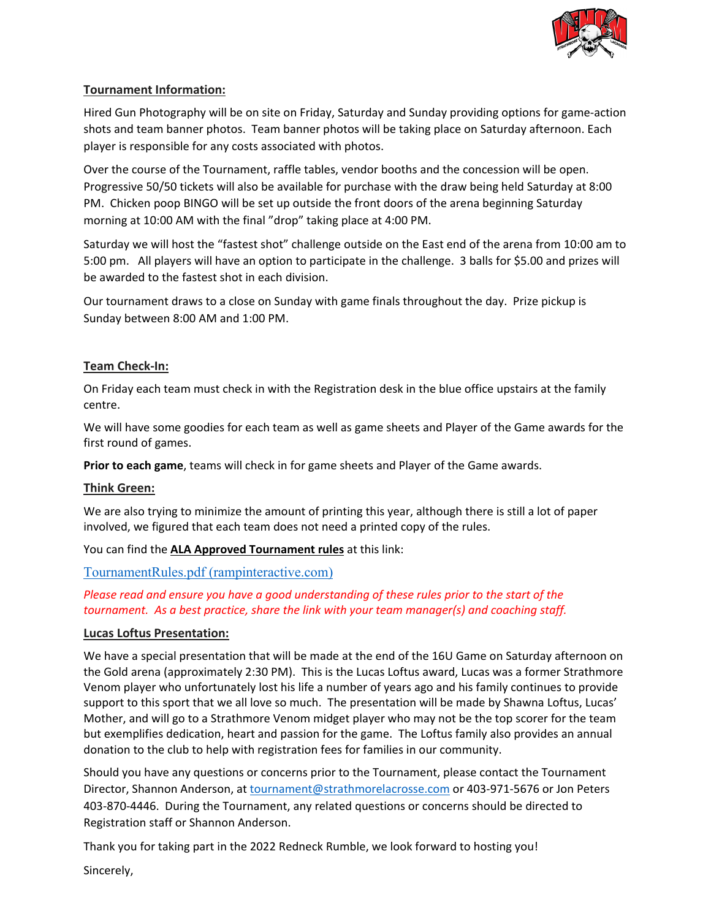## Tournament Information:

Hired Gun Photography will be on site on Friday, Saturday and Sunday providing options for game-action shots and team banner photos. Team banner photos will be taking place on Saturday afternoon. Each player is responsible for any costs associated with photos.

Over the course of the Tournament, raffle tables, vendor booths and the concession will be open. Progressive 50/50 tickets will also be available for purchase with the draw being held Saturday at 8:00 PM. Chicken poop BINGO will be set up outside the front doors of the arena beginning Saturday morning at 10:00 AM with the final "drop" taking place at 4:00 PM.

Saturday we will host the "fastest shot" challenge outside on the East end of the arena from 10:00 am to 5:00 pm. All players will have an option to participate in the challenge. 3 balls for $5.00 and prizes will be awarded to the fastest shot in each division.

Our tournament draws to a close on Sunday with game finals throughout the day. Prize pickup is Sunday between 8:00 AM and 1:00 PM.

## Team Check-In:

On Friday each team must check in with the Registration desk in the blue office upstairs at the family centre.

We will have some goodies for each team as well as game sheets and Player of the Game awards for the first round of games.

**Prior to each game**, teams will check in for game sheets and Player of the Game awards.

## Think Green:

We are also trying to minimize the amount of printing this year, although there is still a lot of paper involved, we figured that each team does not need a printed copy of the rules.

You can find the **ALA Approved Tournament rules** at this link:

[TournamentRules.pdf (rampinteractive.com)](TournamentRules.pdf)

*Please read and ensure you have a good understanding of these rules prior to the start of the tournament. As a best practice, share the link with your team manager(s) and coaching staff.*

## Lucas Loftus Presentation:

We have a special presentation that will be made at the end of the 16U Game on Saturday afternoon on the Gold arena (approximately 2:30 PM). This is the Lucas Loftus award, Lucas was a former Strathmore Venom player who unfortunately lost his life a number of years ago and his family continues to provide support to this sport that we all love so much. The presentation will be made by Shawna Loftus, Lucas' Mother, and will go to a Strathmore Venom midget player who may not be the top scorer for the team but exemplifies dedication, heart and passion for the game. The Loftus family also provides an annual donation to the club to help with registration fees for families in our community.

Should you have any questions or concerns prior to the Tournament, please contact the Tournament Director, Shannon Anderson, at tournament@strathmorelacrosse.com or 403-971-5676 or Jon Peters 403-870-4446. During the Tournament, any related questions or concerns should be directed to Registration staff or Shannon Anderson.

Thank you for taking part in the 2022 Redneck Rumble, we look forward to hosting you!

Sincerely,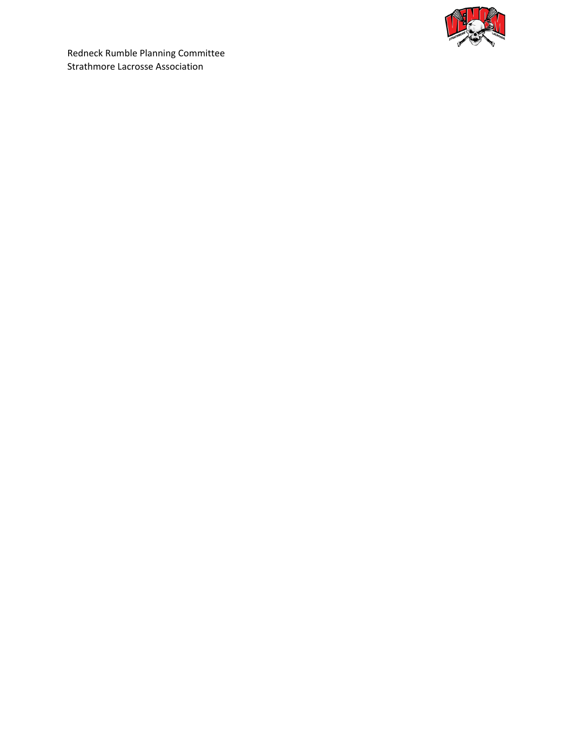Redneck Rumble Planning Committee
Strathmore Lacrosse Association